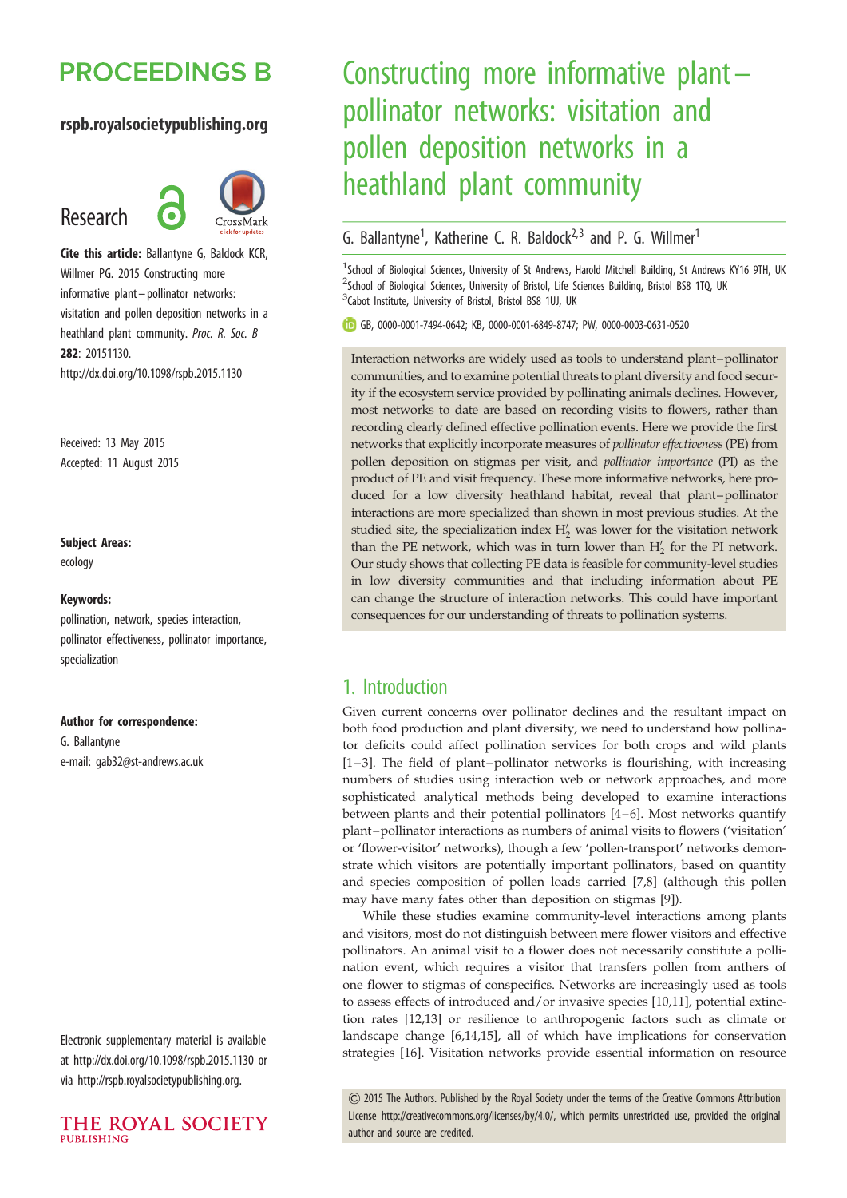# Constructing more informative plant–pollinator networks: visitation and pollen deposition networks in a heathland plant community

G. Ballantyne[1], Katherine C. R. Baldock[2,3] and P. G. Willmer[1]

[1]School of Biological Sciences, University of St Andrews, Harold Mitchell Building, St Andrews KY16 9TH, UK
[2]School of Biological Sciences, University of Bristol, Life Sciences Building, Bristol BS8 1TQ, UK
[3]Cabot Institute, University of Bristol, Bristol BS8 1UJ, UK

GB, 0000-0001-7494-0642; KB, 0000-0001-6849-8747; PW, 0000-0003-0631-0520

**PROCEEDINGS B**

**rspb.royalsocietypublishing.org**

Research

**Cite this article:** Ballantyne G, Baldock KCR, Willmer PG. 2015 Constructing more informative plant–pollinator networks: visitation and pollen deposition networks in a heathland plant community. *Proc. R. Soc. B* **282**: 20151130. http://dx.doi.org/10.1098/rspb.2015.1130

Received: 13 May 2015
Accepted: 11 August 2015

**Subject Areas:**
ecology

**Keywords:**
pollination, network, species interaction, pollinator effectiveness, pollinator importance, specialization

**Author for correspondence:**
G. Ballantyne
e-mail: gab32@st-andrews.ac.uk

Electronic supplementary material is available at http://dx.doi.org/10.1098/rspb.2015.1130 or via http://rspb.royalsocietypublishing.org.

Interaction networks are widely used as tools to understand plant–pollinator communities, and to examine potential threats to plant diversity and food security if the ecosystem service provided by pollinating animals declines. However, most networks to date are based on recording visits to flowers, rather than recording clearly defined effective pollination events. Here we provide the first networks that explicitly incorporate measures of *pollinator effectiveness* (PE) from pollen deposition on stigmas per visit, and *pollinator importance* (PI) as the product of PE and visit frequency. These more informative networks, here produced for a low diversity heathland habitat, reveal that plant–pollinator interactions are more specialized than shown in most previous studies. At the studied site, the specialization index $H_2'$ was lower for the visitation network than the PE network, which was in turn lower than $H_2'$ for the PI network. Our study shows that collecting PE data is feasible for community-level studies in low diversity communities and that including information about PE can change the structure of interaction networks. This could have important consequences for our understanding of threats to pollination systems.

## 1. Introduction

Given current concerns over pollinator declines and the resultant impact on both food production and plant diversity, we need to understand how pollinator deficits could affect pollination services for both crops and wild plants [1–3]. The field of plant–pollinator networks is flourishing, with increasing numbers of studies using interaction web or network approaches, and more sophisticated analytical methods being developed to examine interactions between plants and their potential pollinators [4–6]. Most networks quantify plant–pollinator interactions as numbers of animal visits to flowers ('visitation' or 'flower-visitor' networks), though a few 'pollen-transport' networks demonstrate which visitors are potentially important pollinators, based on quantity and species composition of pollen loads carried [7,8] (although this pollen may have many fates other than deposition on stigmas [9]).

While these studies examine community-level interactions among plants and visitors, most do not distinguish between mere flower visitors and effective pollinators. An animal visit to a flower does not necessarily constitute a pollination event, which requires a visitor that transfers pollen from anthers of one flower to stigmas of conspecifics. Networks are increasingly used as tools to assess effects of introduced and/or invasive species [10,11], potential extinction rates [12,13] or resilience to anthropogenic factors such as climate or landscape change [6,14,15], all of which have implications for conservation strategies [16]. Visitation networks provide essential information on resource

© 2015 The Authors. Published by the Royal Society under the terms of the Creative Commons Attribution License http://creativecommons.org/licenses/by/4.0/, which permits unrestricted use, provided the original author and source are credited.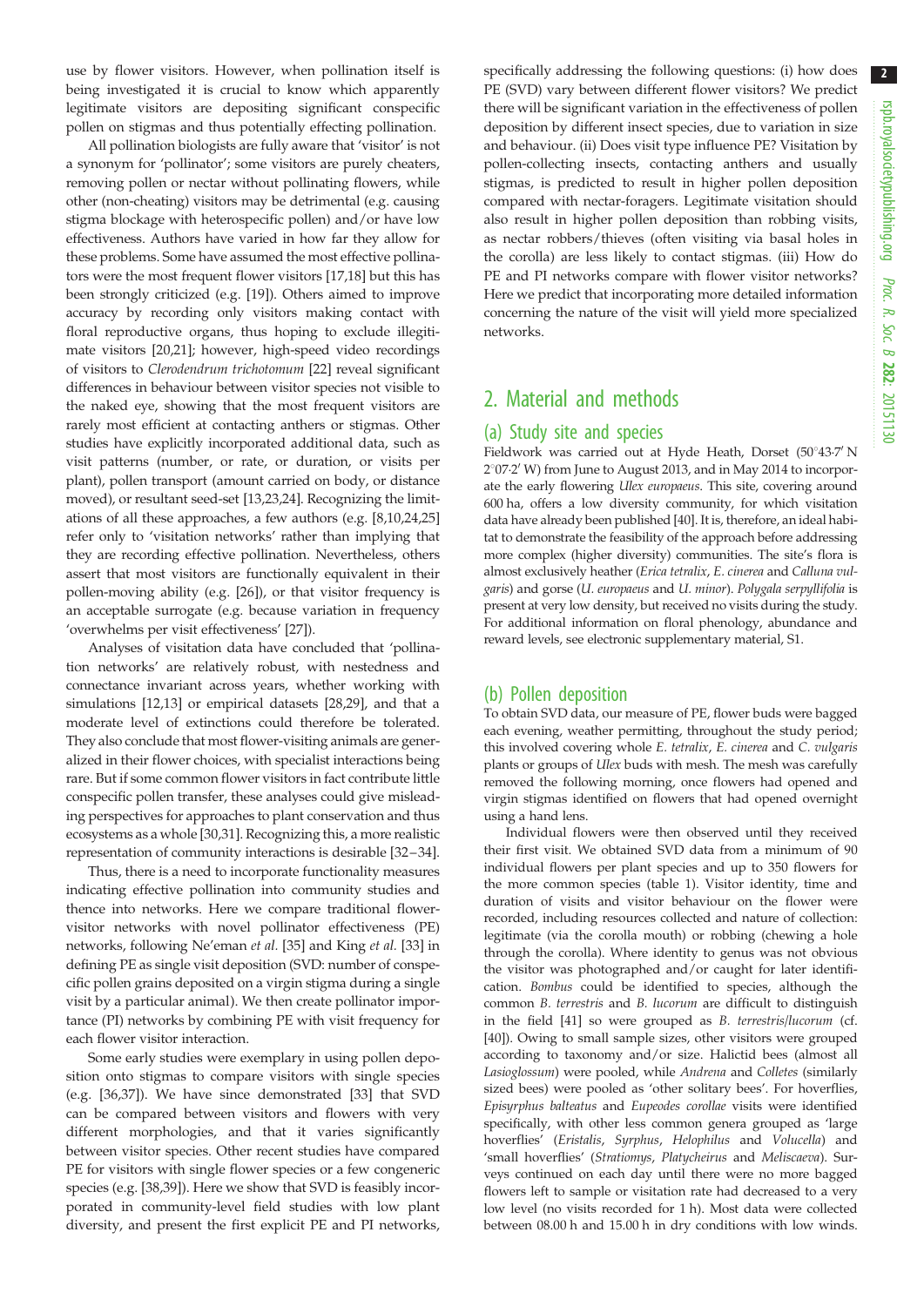use by flower visitors. However, when pollination itself is being investigated it is crucial to know which apparently legitimate visitors are depositing significant conspecific pollen on stigmas and thus potentially effecting pollination.

All pollination biologists are fully aware that 'visitor' is not a synonym for 'pollinator'; some visitors are purely cheaters, removing pollen or nectar without pollinating flowers, while other (non-cheating) visitors may be detrimental (e.g. causing stigma blockage with heterospecific pollen) and/or have low effectiveness. Authors have varied in how far they allow for these problems. Some have assumed the most effective pollinators were the most frequent flower visitors [17,18] but this has been strongly criticized (e.g. [19]). Others aimed to improve accuracy by recording only visitors making contact with floral reproductive organs, thus hoping to exclude illegitimate visitors [20,21]; however, high-speed video recordings of visitors to *Clerodendrum trichotomum* [22] reveal significant differences in behaviour between visitor species not visible to the naked eye, showing that the most frequent visitors are rarely most efficient at contacting anthers or stigmas. Other studies have explicitly incorporated additional data, such as visit patterns (number, or rate, or duration, or visits per plant), pollen transport (amount carried on body, or distance moved), or resultant seed-set [13,23,24]. Recognizing the limitations of all these approaches, a few authors (e.g. [8,10,24,25] refer only to 'visitation networks' rather than implying that they are recording effective pollination. Nevertheless, others assert that most visitors are functionally equivalent in their pollen-moving ability (e.g. [26]), or that visitor frequency is an acceptable surrogate (e.g. because variation in frequency 'overwhelms per visit effectiveness' [27]).

Analyses of visitation data have concluded that 'pollination networks' are relatively robust, with nestedness and connectance invariant across years, whether working with simulations [12,13] or empirical datasets [28,29], and that a moderate level of extinctions could therefore be tolerated. They also conclude that most flower-visiting animals are generalized in their flower choices, with specialist interactions being rare. But if some common flower visitors in fact contribute little conspecific pollen transfer, these analyses could give misleading perspectives for approaches to plant conservation and thus ecosystems as a whole [30,31]. Recognizing this, a more realistic representation of community interactions is desirable [32–34].

Thus, there is a need to incorporate functionality measures indicating effective pollination into community studies and thence into networks. Here we compare traditional flower-visitor networks with novel pollinator effectiveness (PE) networks, following Ne'eman *et al.* [35] and King *et al.* [33] in defining PE as single visit deposition (SVD: number of conspecific pollen grains deposited on a virgin stigma during a single visit by a particular animal). We then create pollinator importance (PI) networks by combining PE with visit frequency for each flower visitor interaction.

Some early studies were exemplary in using pollen deposition onto stigmas to compare visitors with single species (e.g. [36,37]). We have since demonstrated [33] that SVD can be compared between visitors and flowers with very different morphologies, and that it varies significantly between visitor species. Other recent studies have compared PE for visitors with single flower species or a few congeneric species (e.g. [38,39]). Here we show that SVD is feasibly incorporated in community-level field studies with low plant diversity, and present the first explicit PE and PI networks, specifically addressing the following questions: (i) how does PE (SVD) vary between different flower visitors? We predict there will be significant variation in the effectiveness of pollen deposition by different insect species, due to variation in size and behaviour. (ii) Does visit type influence PE? Visitation by pollen-collecting insects, contacting anthers and usually stigmas, is predicted to result in higher pollen deposition compared with nectar-foragers. Legitimate visitation should also result in higher pollen deposition than robbing visits, as nectar robbers/thieves (often visiting via basal holes in the corolla) are less likely to contact stigmas. (iii) How do PE and PI networks compare with flower visitor networks? Here we predict that incorporating more detailed information concerning the nature of the visit will yield more specialized networks.

## 2. Material and methods

### (a) Study site and species

Fieldwork was carried out at Hyde Heath, Dorset (50°43.7′ N 2°07.2′ W) from June to August 2013, and in May 2014 to incorporate the early flowering *Ulex europaeus*. This site, covering around 600 ha, offers a low diversity community, for which visitation data have already been published [40]. It is, therefore, an ideal habitat to demonstrate the feasibility of the approach before addressing more complex (higher diversity) communities. The site's flora is almost exclusively heather (*Erica tetralix*, *E. cinerea* and *Calluna vulgaris*) and gorse (*U. europaeus* and *U. minor*). *Polygala serpyllifolia* is present at very low density, but received no visits during the study. For additional information on floral phenology, abundance and reward levels, see electronic supplementary material, S1.

### (b) Pollen deposition

To obtain SVD data, our measure of PE, flower buds were bagged each evening, weather permitting, throughout the study period; this involved covering whole *E. tetralix*, *E. cinerea* and *C. vulgaris* plants or groups of *Ulex* buds with mesh. The mesh was carefully removed the following morning, once flowers had opened and virgin stigmas identified on flowers that had opened overnight using a hand lens.

Individual flowers were then observed until they received their first visit. We obtained SVD data from a minimum of 90 individual flowers per plant species and up to 350 flowers for the more common species (table 1). Visitor identity, time and duration of visits and visitor behaviour on the flower were recorded, including resources collected and nature of collection: legitimate (via the corolla mouth) or robbing (chewing a hole through the corolla). Where identity to genus was not obvious the visitor was photographed and/or caught for later identification. *Bombus* could be identified to species, although the common *B. terrestris* and *B. lucorum* are difficult to distinguish in the field [41] so were grouped as *B. terrestris/lucorum* (cf. [40]). Owing to small sample sizes, other visitors were grouped according to taxonomy and/or size. Halictid bees (almost all *Lasioglossum*) were pooled, while *Andrena* and *Colletes* (similarly sized bees) were pooled as 'other solitary bees'. For hoverflies, *Episyrphus balteatus* and *Eupeodes corollae* visits were identified specifically, with other less common genera grouped as 'large hoverflies' (*Eristalis*, *Syrphus*, *Helophilus* and *Volucella*) and 'small hoverflies' (*Stratiomys*, *Platycheirus* and *Meliscaeva*). Surveys continued on each day until there were no more bagged flowers left to sample or visitation rate had decreased to a very low level (no visits recorded for 1 h). Most data were collected between 08.00 h and 15.00 h in dry conditions with low winds.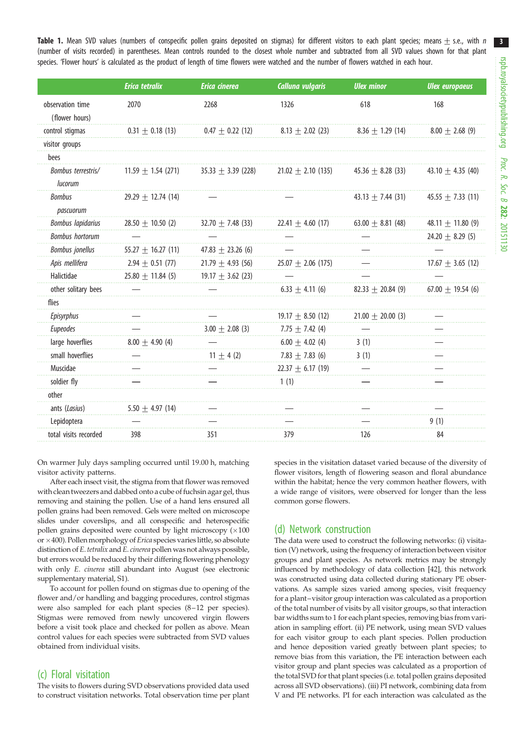**Table 1.** Mean SVD values (numbers of conspecific pollen grains deposited on stigmas) for different visitors to each plant species; means ± s.e., with *n* (number of visits recorded) in parentheses. Mean controls rounded to the closest whole number and subtracted from all SVD values shown for that plant species. 'Flower hours' is calculated as the product of length of time flowers were watched and the number of flowers watched in each hour.

| | *Erica tetralix* | *Erica cinerea* | *Calluna vulgaris* | *Ulex minor* | *Ulex europaeus* |
|---|---|---|---|---|---|
| observation time (flower hours) | 2070 | 2268 | 1326 | 618 | 168 |
| control stigmas | 0.31 ± 0.18 (13) | 0.47 ± 0.22 (12) | 8.13 ± 2.02 (23) | 8.36 ± 1.29 (14) | 8.00 ± 2.68 (9) |
| visitor groups | | | | | |
| bees | | | | | |
| *Bombus terrestris/lucorum* | 11.59 ± 1.54 (271) | 35.33 ± 3.39 (228) | 21.02 ± 2.10 (135) | 45.36 ± 8.28 (33) | 43.10 ± 4.35 (40) |
| *Bombus pascuorum* | 29.29 ± 12.74 (14) | — | — | 43.13 ± 7.44 (31) | 45.55 ± 7.33 (11) |
| *Bombus lapidarius* | 28.50 ± 10.50 (2) | 32.70 ± 7.48 (33) | 22.41 ± 4.60 (17) | 63.00 ± 8.81 (48) | 48.11 ± 11.80 (9) |
| *Bombus hortorum* | — | — | — | — | 24.20 ± 8.29 (5) |
| *Bombus jonellus* | 55.27 ± 16.27 (11) | 47.83 ± 23.26 (6) | — | — | — |
| *Apis mellifera* | 2.94 ± 0.51 (77) | 21.79 ± 4.93 (56) | 25.07 ± 2.06 (175) | — | 17.67 ± 3.65 (12) |
| Halictidae | 25.80 ± 11.84 (5) | 19.17 ± 3.62 (23) | — | — | — |
| other solitary bees | — | — | 6.33 ± 4.11 (6) | 82.33 ± 20.84 (9) | 67.00 ± 19.54 (6) |
| flies | | | | | |
| *Episyrphus* | — | — | 19.17 ± 8.50 (12) | 21.00 ± 20.00 (3) | — |
| *Eupeodes* | — | 3.00 ± 2.08 (3) | 7.75 ± 7.42 (4) | — | — |
| large hoverflies | 8.00 ± 4.90 (4) | — | 6.00 ± 4.02 (4) | 3 (1) | — |
| small hoverflies | — | 11 ± 4 (2) | 7.83 ± 7.83 (6) | 3 (1) | — |
| Muscidae | — | — | 22.37 ± 6.17 (19) | — | — |
| soldier fly | — | — | 1 (1) | — | — |
| other | | | | | |
| ants (*Lasius*) | 5.50 ± 4.97 (14) | — | — | — | — |
| Lepidoptera | — | — | — | — | 9 (1) |
| total visits recorded | 398 | 351 | 379 | 126 | 84 |

On warmer July days sampling occurred until 19.00 h, matching visitor activity patterns.

After each insect visit, the stigma from that flower was removed with clean tweezers and dabbed onto a cube of fuchsin agar gel, thus removing and staining the pollen. Use of a hand lens ensured all pollen grains had been removed. Gels were melted on microscope slides under coverslips, and all conspecific and heterospecific pollen grains deposited were counted by light microscopy (×100 or ×400). Pollen morphology of *Erica* species varies little, so absolute distinction of *E. tetralix* and *E. cinerea* pollen was not always possible, but errors would be reduced by their differing flowering phenology with only *E. cinerea* still abundant into August (see electronic supplementary material, S1).

To account for pollen found on stigmas due to opening of the flower and/or handling and bagging procedures, control stigmas were also sampled for each plant species (8–12 per species). Stigmas were removed from newly uncovered virgin flowers before a visit took place and checked for pollen as above. Mean control values for each species were subtracted from SVD values obtained from individual visits.

## (c) Floral visitation

The visits to flowers during SVD observations provided data used to construct visitation networks. Total observation time per plant species in the visitation dataset varied because of the diversity of flower visitors, length of flowering season and floral abundance within the habitat; hence the very common heather flowers, with a wide range of visitors, were observed for longer than the less common gorse flowers.

## (d) Network construction

The data were used to construct the following networks: (i) visitation (V) network, using the frequency of interaction between visitor groups and plant species. As network metrics may be strongly influenced by methodology of data collection [42], this network was constructed using data collected during stationary PE observations. As sample sizes varied among species, visit frequency for a plant–visitor group interaction was calculated as a proportion of the total number of visits by all visitor groups, so that interaction bar widths sum to 1 for each plant species, removing bias from variation in sampling effort. (ii) PE network, using mean SVD values for each visitor group to each plant species. Pollen production and hence deposition varied greatly between plant species; to remove bias from this variation, the PE interaction between each visitor group and plant species was calculated as a proportion of the total SVD for that plant species (i.e. total pollen grains deposited across all SVD observations). (iii) PI network, combining data from V and PE networks. PI for each interaction was calculated as the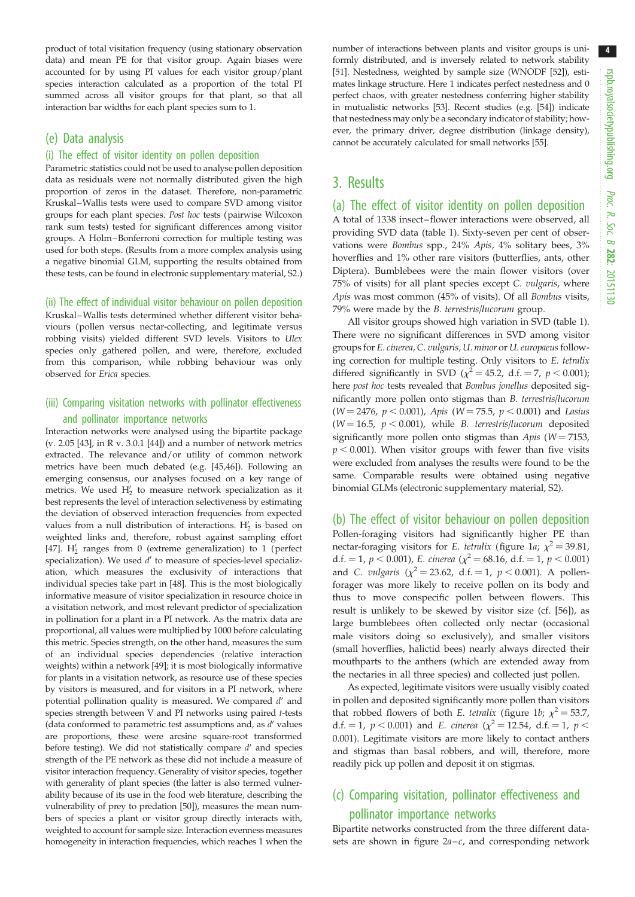product of total visitation frequency (using stationary observation data) and mean PE for that visitor group. Again biases were accounted for by using PI values for each visitor group/plant species interaction calculated as a proportion of the total PI summed across all visitor groups for that plant, so that all interaction bar widths for each plant species sum to 1.

## (e) Data analysis

### (i) The effect of visitor identity on pollen deposition

Parametric statistics could not be used to analyse pollen deposition data as residuals were not normally distributed given the high proportion of zeros in the dataset. Therefore, non-parametric Kruskal–Wallis tests were used to compare SVD among visitor groups for each plant species. *Post hoc* tests (pairwise Wilcoxon rank sum tests) tested for significant differences among visitor groups. A Holm–Bonferroni correction for multiple testing was used for both steps. (Results from a more complex analysis using a negative binomial GLM, supporting the results obtained from these tests, can be found in electronic supplementary material, S2.)

### (ii) The effect of individual visitor behaviour on pollen deposition

Kruskal–Wallis tests determined whether different visitor behaviours (pollen versus nectar-collecting, and legitimate versus robbing visits) yielded different SVD levels. Visitors to *Ulex* species only gathered pollen, and were, therefore, excluded from this comparison, while robbing behaviour was only observed for *Erica* species.

### (iii) Comparing visitation networks with pollinator effectiveness and pollinator importance networks

Interaction networks were analysed using the bipartite package (v. 2.05 [43], in R v. 3.0.1 [44]) and a number of network metrics extracted. The relevance and/or utility of common network metrics have been much debated (e.g. [45,46]). Following an emerging consensus, our analyses focused on a key range of metrics. We used $H_2'$ to measure network specialization as it best represents the level of interaction selectiveness by estimating the deviation of observed interaction frequencies from expected values from a null distribution of interactions. $H_2'$ is based on weighted links and, therefore, robust against sampling effort [47]. $H_2'$ ranges from 0 (extreme generalization) to 1 (perfect specialization). We used $d'$ to measure of species-level specialization, which measures the exclusivity of interactions that individual species take part in [48]. This is the most biologically informative measure of visitor specialization in resource choice in a visitation network, and most relevant predictor of specialization in pollination for a plant in a PI network. As the matrix data are proportional, all values were multiplied by 1000 before calculating this metric. Species strength, on the other hand, measures the sum of an individual species dependencies (relative interaction weights) within a network [49]; it is most biologically informative for plants in a visitation network, as resource use of these species by visitors is measured, and for visitors in a PI network, where potential pollination quality is measured. We compared $d'$ and species strength between V and PI networks using paired *t*-tests (data conformed to parametric test assumptions and, as $d'$ values are proportions, these were arcsine square-root transformed before testing). We did not statistically compare $d'$ and species strength of the PE network as these did not include a measure of visitor interaction frequency. Generality of visitor species, together with generality of plant species (the latter is also termed vulnerability because of its use in the food web literature, describing the vulnerability of prey to predation [50]), measures the mean numbers of species a plant or visitor group directly interacts with, weighted to account for sample size. Interaction evenness measures homogeneity in interaction frequencies, which reaches 1 when the number of interactions between plants and visitor groups is uniformly distributed, and is inversely related to network stability [51]. Nestedness, weighted by sample size (WNODF [52]), estimates linkage structure. Here 1 indicates perfect nestedness and 0 perfect chaos, with greater nestedness conferring higher stability in mutualistic networks [53]. Recent studies (e.g. [54]) indicate that nestedness may only be a secondary indicator of stability; however, the primary driver, degree distribution (linkage density), cannot be accurately calculated for small networks [55].

# 3. Results

## (a) The effect of visitor identity on pollen deposition

A total of 1338 insect–flower interactions were observed, all providing SVD data (table 1). Sixty-seven per cent of observations were *Bombus* spp., 24% *Apis*, 4% solitary bees, 3% hoverflies and 1% other rare visitors (butterflies, ants, other Diptera). Bumblebees were the main flower visitors (over 75% of visits) for all plant species except *C. vulgaris*, where *Apis* was most common (45% of visits). Of all *Bombus* visits, 79% were made by the *B. terrestris/lucorum* group.

All visitor groups showed high variation in SVD (table 1). There were no significant differences in SVD among visitor groups for *E. cinerea*, *C. vulgaris*, *U. minor* or *U. europaeus* following correction for multiple testing. Only visitors to *E. tetralix* differed significantly in SVD ($\chi^2 = 45.2$, d.f. $= 7$, $p < 0.001$); here *post hoc* tests revealed that *Bombus jonellus* deposited significantly more pollen onto stigmas than *B. terrestris/lucorum* ($W = 2476$, $p < 0.001$), *Apis* ($W = 75.5$, $p < 0.001$) and *Lasius* ($W = 16.5$, $p < 0.001$), while *B. terrestris/lucorum* deposited significantly more pollen onto stigmas than *Apis* ($W = 7153$, $p < 0.001$). When visitor groups with fewer than five visits were excluded from analyses the results were found to be the same. Comparable results were obtained using negative binomial GLMs (electronic supplementary material, S2).

## (b) The effect of visitor behaviour on pollen deposition

Pollen-foraging visitors had significantly higher PE than nectar-foraging visitors for *E. tetralix* (figure 1*a*; $\chi^2 = 39.81$, d.f. $= 1$, $p < 0.001$), *E. cinerea* ($\chi^2 = 68.16$, d.f. $= 1$, $p < 0.001$) and *C. vulgaris* ($\chi^2 = 23.62$, d.f. $= 1$, $p < 0.001$). A pollen-forager was more likely to receive pollen on its body and thus to move conspecific pollen between flowers. This result is unlikely to be skewed by visitor size (cf. [56]), as large bumblebees often collected only nectar (occasional male visitors doing so exclusively), and smaller visitors (small hoverflies, halictid bees) nearly always directed their mouthparts to the anthers (which are extended away from the nectaries in all three species) and collected just pollen.

As expected, legitimate visitors were usually visibly coated in pollen and deposited significantly more pollen than visitors that robbed flowers of both *E. tetralix* (figure 1*b*; $\chi^2 = 53.7$, d.f. $= 1$, $p < 0.001$) and *E. cinerea* ($\chi^2 = 12.54$, d.f. $= 1$, $p < 0.001$). Legitimate visitors are more likely to contact anthers and stigmas than basal robbers, and will, therefore, more readily pick up pollen and deposit it on stigmas.

## (c) Comparing visitation, pollinator effectiveness and pollinator importance networks

Bipartite networks constructed from the three different datasets are shown in figure 2*a–c*, and corresponding network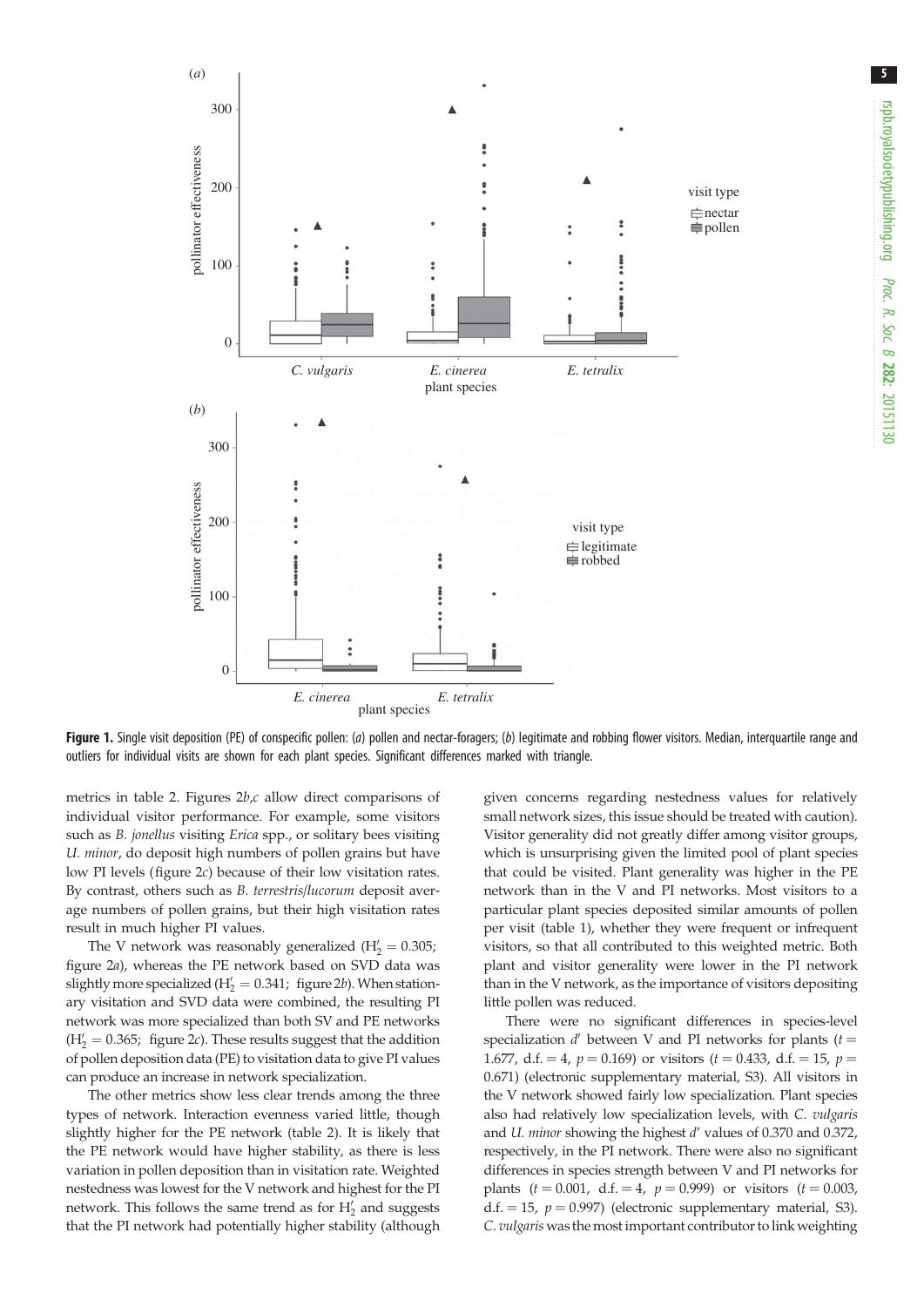(a)

300

200

100

0

pollinator effectiveness

C. vulgaris

E. cinerea

E. tetralix

plant species

visit type

nectar

pollen

(b)

300

200

100

0

pollinator effectiveness

E. cinerea

E. tetralix

plant species

visit type

legitimate

robbed

**Figure 1.** Single visit deposition (PE) of conspecific pollen: (*a*) pollen and nectar-foragers; (*b*) legitimate and robbing flower visitors. Median, interquartile range and outliers for individual visits are shown for each plant species. Significant differences marked with triangle.

metrics in table 2. Figures 2*b*,*c* allow direct comparisons of individual visitor performance. For example, some visitors such as *B. jonellus* visiting *Erica* spp., or solitary bees visiting *U. minor*, do deposit high numbers of pollen grains but have low PI levels (figure 2*c*) because of their low visitation rates. By contrast, others such as *B. terrestris*/*lucorum* deposit average numbers of pollen grains, but their high visitation rates result in much higher PI values.

The V network was reasonably generalized ($H_2' = 0.305$; figure 2*a*), whereas the PE network based on SVD data was slightly more specialized ($H_2' = 0.341$; figure 2*b*). When stationary visitation and SVD data were combined, the resulting PI network was more specialized than both SV and PE networks ($H_2' = 0.365$; figure 2*c*). These results suggest that the addition of pollen deposition data (PE) to visitation data to give PI values can produce an increase in network specialization.

The other metrics show less clear trends among the three types of network. Interaction evenness varied little, though slightly higher for the PE network (table 2). It is likely that the PE network would have higher stability, as there is less variation in pollen deposition than in visitation rate. Weighted nestedness was lowest for the V network and highest for the PI network. This follows the same trend as for $H_2'$ and suggests that the PI network had potentially higher stability (although given concerns regarding nestedness values for relatively small network sizes, this issue should be treated with caution). Visitor generality did not greatly differ among visitor groups, which is unsurprising given the limited pool of plant species that could be visited. Plant generality was higher in the PE network than in the V and PI networks. Most visitors to a particular plant species deposited similar amounts of pollen per visit (table 1), whether they were frequent or infrequent visitors, so that all contributed to this weighted metric. Both plant and visitor generality were lower in the PI network than in the V network, as the importance of visitors depositing little pollen was reduced.

There were no significant differences in species-level specialization $d'$ between V and PI networks for plants ($t = 1.677$, d.f. $= 4$, $p = 0.169$) or visitors ($t = 0.433$, d.f. $= 15$, $p = 0.671$) (electronic supplementary material, S3). All visitors in the V network showed fairly low specialization. Plant species also had relatively low specialization levels, with *C. vulgaris* and *U. minor* showing the highest $d'$ values of 0.370 and 0.372, respectively, in the PI network. There were also no significant differences in species strength between V and PI networks for plants ($t = 0.001$, d.f. $= 4$, $p = 0.999$) or visitors ($t = 0.003$, d.f. $= 15$, $p = 0.997$) (electronic supplementary material, S3). *C. vulgaris* was the most important contributor to link weighting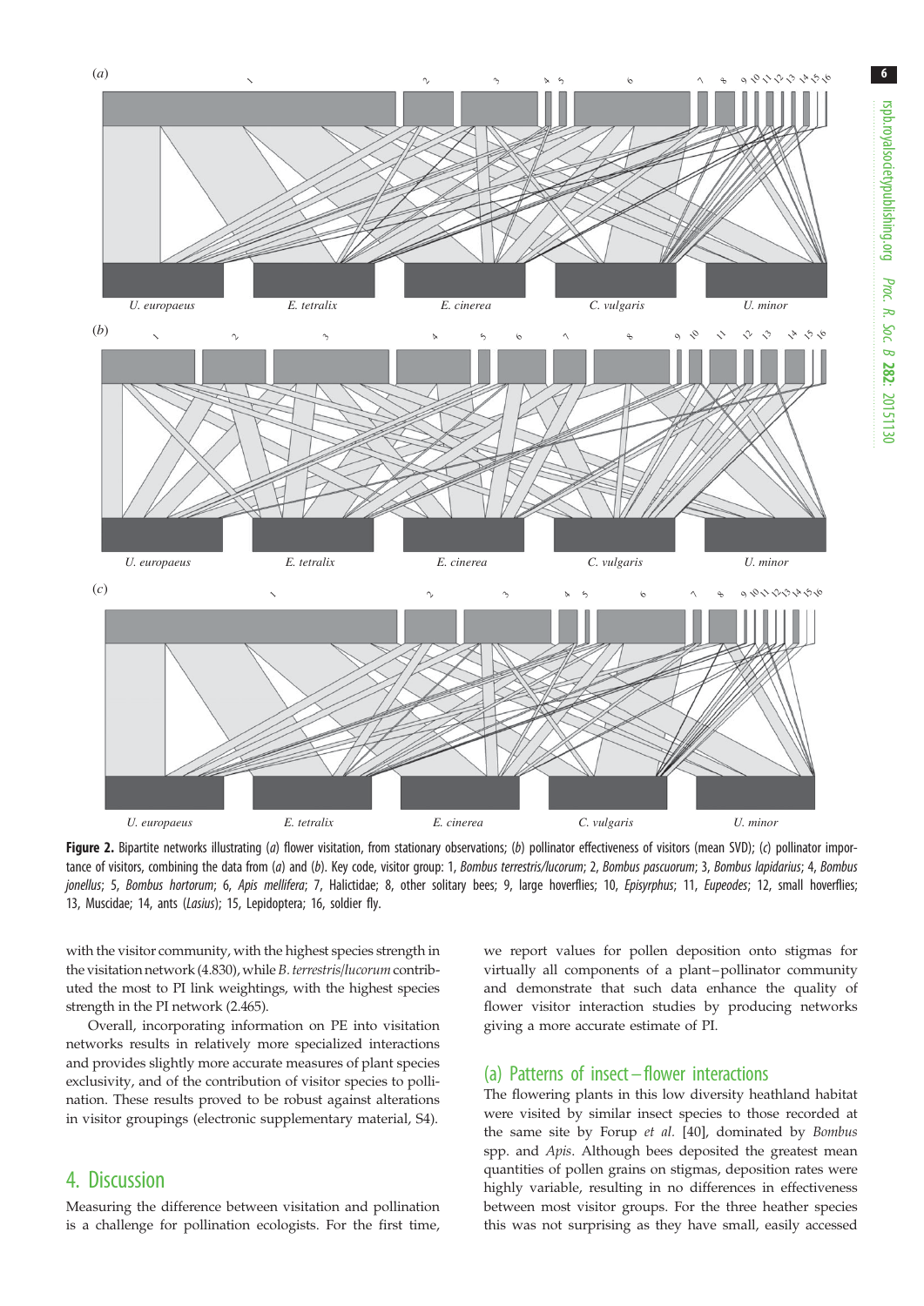(a)

1 2 3 4 5 6 7 8 9 10 11 12 13 14 15 16

U. europaeus E. tetralix E. cinerea C. vulgaris U. minor

(b)

1 2 3 4 5 6 7 8 9 10 11 12 13 14 15 16

U. europaeus E. tetralix E. cinerea C. vulgaris U. minor

(c)

1 2 3 4 5 6 7 8 9 10 11 12 13 14 15 16

U. europaeus E. tetralix E. cinerea C. vulgaris U. minor

**Figure 2.** Bipartite networks illustrating (*a*) flower visitation, from stationary observations; (*b*) pollinator effectiveness of visitors (mean SVD); (*c*) pollinator importance of visitors, combining the data from (*a*) and (*b*). Key code, visitor group: 1, *Bombus terrestris/lucorum*; 2, *Bombus pascuorum*; 3, *Bombus lapidarius*; 4, *Bombus jonellus*; 5, *Bombus hortorum*; 6, *Apis mellifera*; 7, Halictidae; 8, other solitary bees; 9, large hoverflies; 10, *Episyrphus*; 11, *Eupeodes*; 12, small hoverflies; 13, Muscidae; 14, ants (*Lasius*); 15, Lepidoptera; 16, soldier fly.

with the visitor community, with the highest species strength in the visitation network (4.830), while *B. terrestris/lucorum* contributed the most to PI link weightings, with the highest species strength in the PI network (2.465).

Overall, incorporating information on PE into visitation networks results in relatively more specialized interactions and provides slightly more accurate measures of plant species exclusivity, and of the contribution of visitor species to pollination. These results proved to be robust against alterations in visitor groupings (electronic supplementary material, S4).

## 4. Discussion

Measuring the difference between visitation and pollination is a challenge for pollination ecologists. For the first time, we report values for pollen deposition onto stigmas for virtually all components of a plant–pollinator community and demonstrate that such data enhance the quality of flower visitor interaction studies by producing networks giving a more accurate estimate of PI.

### (a) Patterns of insect–flower interactions

The flowering plants in this low diversity heathland habitat were visited by similar insect species to those recorded at the same site by Forup *et al.* [40], dominated by *Bombus* spp. and *Apis*. Although bees deposited the greatest mean quantities of pollen grains on stigmas, deposition rates were highly variable, resulting in no differences in effectiveness between most visitor groups. For the three heather species this was not surprising as they have small, easily accessed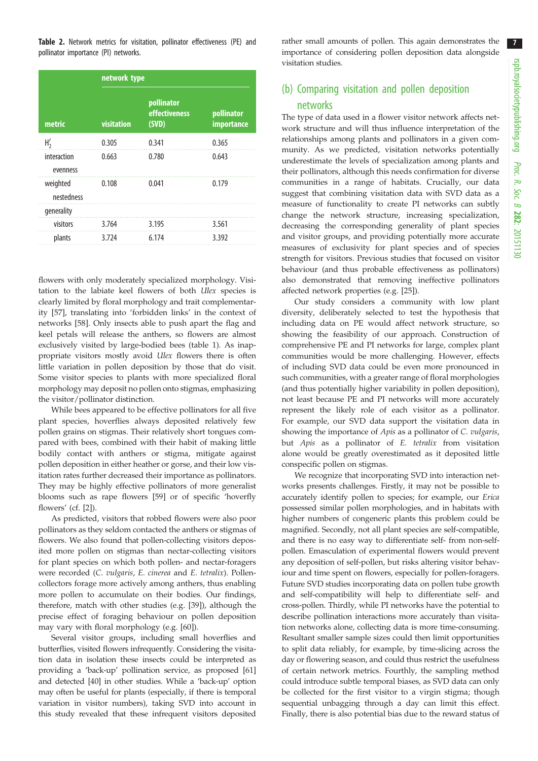**Table 2.** Network metrics for visitation, pollinator effectiveness (PE) and pollinator importance (PI) networks.

| metric | network type | | |
|---|---|---|---|
| | visitation | pollinator effectiveness (SVD) | pollinator importance |
| $H_2'$ | 0.305 | 0.341 | 0.365 |
| interaction evenness | 0.663 | 0.780 | 0.643 |
| weighted nestedness | 0.108 | 0.041 | 0.179 |
| generality | | | |
| visitors | 3.764 | 3.195 | 3.561 |
| plants | 3.724 | 6.174 | 3.392 |

flowers with only moderately specialized morphology. Visitation to the labiate keel flowers of both *Ulex* species is clearly limited by floral morphology and trait complementarity [57], translating into 'forbidden links' in the context of networks [58]. Only insects able to push apart the flag and keel petals will release the anthers, so flowers are almost exclusively visited by large-bodied bees (table 1). As inappropriate visitors mostly avoid *Ulex* flowers there is often little variation in pollen deposition by those that do visit. Some visitor species to plants with more specialized floral morphology may deposit no pollen onto stigmas, emphasizing the visitor/pollinator distinction.

While bees appeared to be effective pollinators for all five plant species, hoverflies always deposited relatively few pollen grains on stigmas. Their relatively short tongues compared with bees, combined with their habit of making little bodily contact with anthers or stigma, mitigate against pollen deposition in either heather or gorse, and their low visitation rates further decreased their importance as pollinators. They may be highly effective pollinators of more generalist blooms such as rape flowers [59] or of specific 'hoverfly flowers' (cf. [2]).

As predicted, visitors that robbed flowers were also poor pollinators as they seldom contacted the anthers or stigmas of flowers. We also found that pollen-collecting visitors deposited more pollen on stigmas than nectar-collecting visitors for plant species on which both pollen- and nectar-foragers were recorded (*C. vulgaris*, *E. cinerea* and *E. tetralix*). Pollen-collectors forage more actively among anthers, thus enabling more pollen to accumulate on their bodies. Our findings, therefore, match with other studies (e.g. [39]), although the precise effect of foraging behaviour on pollen deposition may vary with floral morphology (e.g. [60]).

Several visitor groups, including small hoverflies and butterflies, visited flowers infrequently. Considering the visitation data in isolation these insects could be interpreted as providing a 'back-up' pollination service, as proposed [61] and detected [40] in other studies. While a 'back-up' option may often be useful for plants (especially, if there is temporal variation in visitor numbers), taking SVD into account in this study revealed that these infrequent visitors deposited rather small amounts of pollen. This again demonstrates the importance of considering pollen deposition data alongside visitation studies.

## (b) Comparing visitation and pollen deposition networks

The type of data used in a flower visitor network affects network structure and will thus influence interpretation of the relationships among plants and pollinators in a given community. As we predicted, visitation networks potentially underestimate the levels of specialization among plants and their pollinators, although this needs confirmation for diverse communities in a range of habitats. Crucially, our data suggest that combining visitation data with SVD data as a measure of functionality to create PI networks can subtly change the network structure, increasing specialization, decreasing the corresponding generality of plant species and visitor groups, and providing potentially more accurate measures of exclusivity for plant species and of species strength for visitors. Previous studies that focused on visitor behaviour (and thus probable effectiveness as pollinators) also demonstrated that removing ineffective pollinators affected network properties (e.g. [25]).

Our study considers a community with low plant diversity, deliberately selected to test the hypothesis that including data on PE would affect network structure, so showing the feasibility of our approach. Construction of comprehensive PE and PI networks for large, complex plant communities would be more challenging. However, effects of including SVD data could be even more pronounced in such communities, with a greater range of floral morphologies (and thus potentially higher variability in pollen deposition), not least because PE and PI networks will more accurately represent the likely role of each visitor as a pollinator. For example, our SVD data support the visitation data in showing the importance of *Apis* as a pollinator of *C. vulgaris*, but *Apis* as a pollinator of *E. tetralix* from visitation alone would be greatly overestimated as it deposited little conspecific pollen on stigmas.

We recognize that incorporating SVD into interaction networks presents challenges. Firstly, it may not be possible to accurately identify pollen to species; for example, our *Erica* possessed similar pollen morphologies, and in habitats with higher numbers of congeneric plants this problem could be magnified. Secondly, not all plant species are self-compatible, and there is no easy way to differentiate self- from non-self-pollen. Emasculation of experimental flowers would prevent any deposition of self-pollen, but risks altering visitor behaviour and time spent on flowers, especially for pollen-foragers. Future SVD studies incorporating data on pollen tube growth and self-compatibility will help to differentiate self- and cross-pollen. Thirdly, while PI networks have the potential to describe pollination interactions more accurately than visitation networks alone, collecting data is more time-consuming. Resultant smaller sample sizes could then limit opportunities to split data reliably, for example, by time-slicing across the day or flowering season, and could thus restrict the usefulness of certain network metrics. Fourthly, the sampling method could introduce subtle temporal biases, as SVD data can only be collected for the first visitor to a virgin stigma; though sequential unbagging through a day can limit this effect. Finally, there is also potential bias due to the reward status of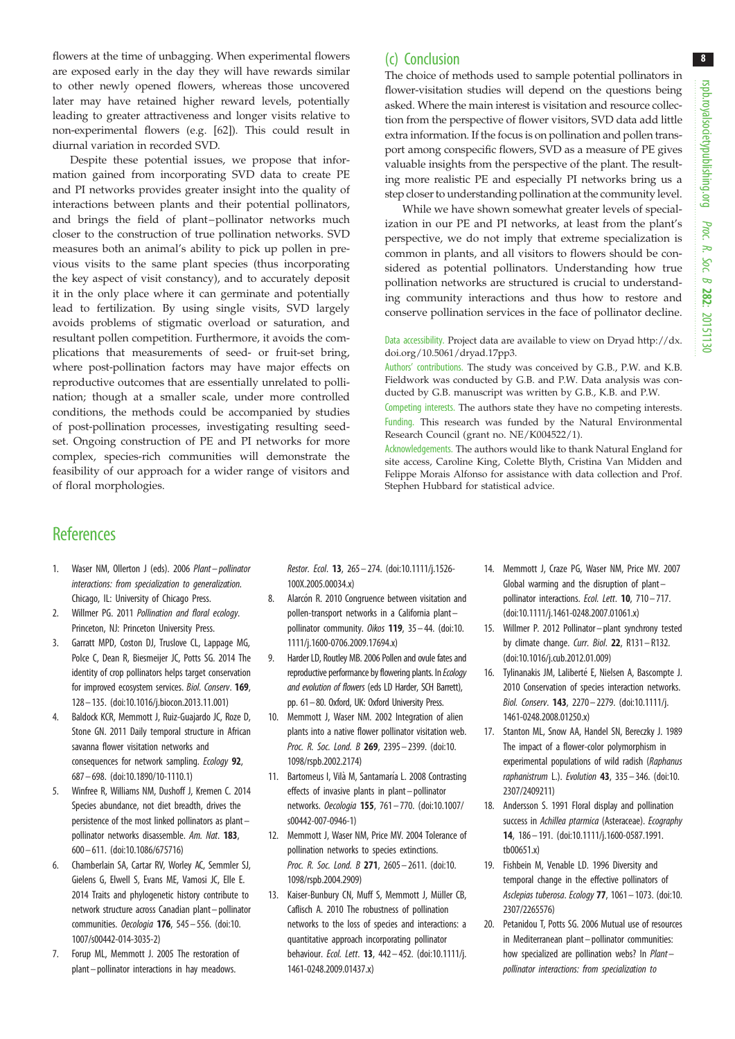flowers at the time of unbagging. When experimental flowers are exposed early in the day they will have rewards similar to other newly opened flowers, whereas those uncovered later may have retained higher reward levels, potentially leading to greater attractiveness and longer visits relative to non-experimental flowers (e.g. [62]). This could result in diurnal variation in recorded SVD.

Despite these potential issues, we propose that information gained from incorporating SVD data to create PE and PI networks provides greater insight into the quality of interactions between plants and their potential pollinators, and brings the field of plant–pollinator networks much closer to the construction of true pollination networks. SVD measures both an animal's ability to pick up pollen in previous visits to the same plant species (thus incorporating the key aspect of visit constancy), and to accurately deposit it in the only place where it can germinate and potentially lead to fertilization. By using single visits, SVD largely avoids problems of stigmatic overload or saturation, and resultant pollen competition. Furthermore, it avoids the complications that measurements of seed- or fruit-set bring, where post-pollination factors may have major effects on reproductive outcomes that are essentially unrelated to pollination; though at a smaller scale, under more controlled conditions, the methods could be accompanied by studies of post-pollination processes, investigating resulting seed-set. Ongoing construction of PE and PI networks for more complex, species-rich communities will demonstrate the feasibility of our approach for a wider range of visitors and of floral morphologies.

## (c) Conclusion

The choice of methods used to sample potential pollinators in flower-visitation studies will depend on the questions being asked. Where the main interest is visitation and resource collection from the perspective of flower visitors, SVD data add little extra information. If the focus is on pollination and pollen transport among conspecific flowers, SVD as a measure of PE gives valuable insights from the perspective of the plant. The resulting more realistic PE and especially PI networks bring us a step closer to understanding pollination at the community level.

While we have shown somewhat greater levels of specialization in our PE and PI networks, at least from the plant's perspective, we do not imply that extreme specialization is common in plants, and all visitors to flowers should be considered as potential pollinators. Understanding how true pollination networks are structured is crucial to understanding community interactions and thus how to restore and conserve pollination services in the face of pollinator decline.

Data accessibility. Project data are available to view on Dryad http://dx.doi.org/10.5061/dryad.17pp3.

Authors' contributions. The study was conceived by G.B., P.W. and K.B. Fieldwork was conducted by G.B. and P.W. Data analysis was conducted by G.B. manuscript was written by G.B., K.B. and P.W.

Competing interests. The authors state they have no competing interests.

Funding. This research was funded by the Natural Environmental Research Council (grant no. NE/K004522/1).

Acknowledgements. The authors would like to thank Natural England for site access, Caroline King, Colette Blyth, Cristina Van Midden and Felippe Morais Alfonso for assistance with data collection and Prof. Stephen Hubbard for statistical advice.

# References

1. Waser NM, Ollerton J (eds). 2006 *Plant–pollinator interactions: from specialization to generalization*. Chicago, IL: University of Chicago Press.
2. Willmer PG. 2011 *Pollination and floral ecology*. Princeton, NJ: Princeton University Press.
3. Garratt MPD, Coston DJ, Truslove CL, Lappage MG, Polce C, Dean R, Biesmeijer JC, Potts SG. 2014 The identity of crop pollinators helps target conservation for improved ecosystem services. *Biol. Conserv*. **169**, 128–135. (doi:10.1016/j.biocon.2013.11.001)
4. Baldock KCR, Memmott J, Ruiz-Guajardo JC, Roze D, Stone GN. 2011 Daily temporal structure in African savanna flower visitation networks and consequences for network sampling. *Ecology* **92**, 687–698. (doi:10.1890/10-1110.1)
5. Winfree R, Williams NM, Dushoff J, Kremen C. 2014 Species abundance, not diet breadth, drives the persistence of the most linked pollinators as plant–pollinator networks disassemble. *Am. Nat*. **183**, 600–611. (doi:10.1086/675716)
6. Chamberlain SA, Cartar RV, Worley AC, Semmler SJ, Gielens G, Elwell S, Evans ME, Vamosi JC, Elle E. 2014 Traits and phylogenetic history contribute to network structure across Canadian plant–pollinator communities. *Oecologia* **176**, 545–556. (doi:10.1007/s00442-014-3035-2)
7. Forup ML, Memmott J. 2005 The restoration of plant–pollinator interactions in hay meadows. *Restor. Ecol*. **13**, 265–274. (doi:10.1111/j.1526-100X.2005.00034.x)
8. Alarcón R. 2010 Congruence between visitation and pollen-transport networks in a California plant–pollinator community. *Oikos* **119**, 35–44. (doi:10.1111/j.1600-0706.2009.17694.x)
9. Harder LD, Routley MB. 2006 Pollen and ovule fates and reproductive performance by flowering plants. In *Ecology and evolution of flowers* (eds LD Harder, SCH Barrett), pp. 61–80. Oxford, UK: Oxford University Press.
10. Memmott J, Waser NM. 2002 Integration of alien plants into a native flower pollinator visitation web. *Proc. R. Soc. Lond. B* **269**, 2395–2399. (doi:10.1098/rspb.2002.2174)
11. Bartomeus I, Vilà M, Santamaría L. 2008 Contrasting effects of invasive plants in plant–pollinator networks. *Oecologia* **155**, 761–770. (doi:10.1007/s00442-007-0946-1)
12. Memmott J, Waser NM, Price MV. 2004 Tolerance of pollination networks to species extinctions. *Proc. R. Soc. Lond. B* **271**, 2605–2611. (doi:10.1098/rspb.2004.2909)
13. Kaiser-Bunbury CN, Muff S, Memmott J, Müller CB, Caflisch A. 2010 The robustness of pollination networks to the loss of species and interactions: a quantitative approach incorporating pollinator behaviour. *Ecol. Lett*. **13**, 442–452. (doi:10.1111/j.1461-0248.2009.01437.x)
14. Memmott J, Craze PG, Waser NM, Price MV. 2007 Global warming and the disruption of plant–pollinator interactions. *Ecol. Lett*. **10**, 710–717. (doi:10.1111/j.1461-0248.2007.01061.x)
15. Willmer P. 2012 Pollinator–plant synchrony tested by climate change. *Curr. Biol*. **22**, R131–R132. (doi:10.1016/j.cub.2012.01.009)
16. Tylianakis JM, Laliberté E, Nielsen A, Bascompte J. 2010 Conservation of species interaction networks. *Biol. Conserv*. **143**, 2270–2279. (doi:10.1111/j.1461-0248.2008.01250.x)
17. Stanton ML, Snow AA, Handel SN, Bereczky J. 1989 The impact of a flower-color polymorphism in experimental populations of wild radish (*Raphanus raphanistrum* L.). *Evolution* **43**, 335–346. (doi:10.2307/2409211)
18. Andersson S. 1991 Floral display and pollination success in *Achillea ptarmica* (Asteraceae). *Ecography* **14**, 186–191. (doi:10.1111/j.1600-0587.1991.tb00651.x)
19. Fishbein M, Venable LD. 1996 Diversity and temporal change in the effective pollinators of *Asclepias tuberosa*. *Ecology* **77**, 1061–1073. (doi:10.2307/2265576)
20. Petanidou T, Potts SG. 2006 Mutual use of resources in Mediterranean plant–pollinator communities: how specialized are pollination webs? In *Plant–pollinator interactions: from specialization to*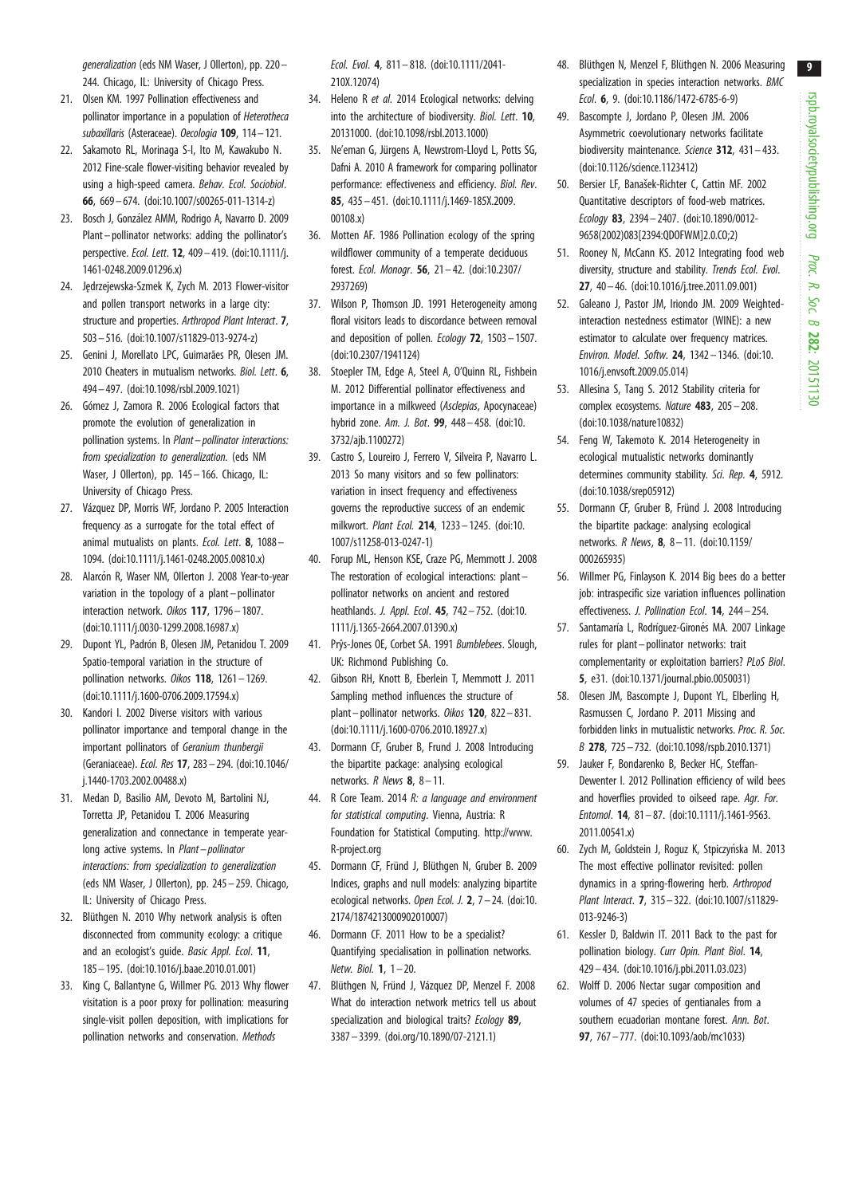generalization (eds NM Waser, J Ollerton), pp. 220–244. Chicago, IL: University of Chicago Press.

21. Olsen KM. 1997 Pollination effectiveness and pollinator importance in a population of *Heterotheca subaxillaris* (Asteraceae). *Oecologia* **109**, 114–121.
22. Sakamoto RL, Morinaga S-I, Ito M, Kawakubo N. 2012 Fine-scale flower-visiting behavior revealed by using a high-speed camera. *Behav. Ecol. Sociobiol*. **66**, 669–674. (doi:10.1007/s00265-011-1314-z)
23. Bosch J, González AMM, Rodrigo A, Navarro D. 2009 Plant–pollinator networks: adding the pollinator's perspective. *Ecol. Lett*. **12**, 409–419. (doi:10.1111/j.1461-0248.2009.01296.x)
24. Jędrzejewska-Szmek K, Zych M. 2013 Flower-visitor and pollen transport networks in a large city: structure and properties. *Arthropod Plant Interact*. **7**, 503–516. (doi:10.1007/s11829-013-9274-z)
25. Genini J, Morellato LPC, Guimarães PR, Olesen JM. 2010 Cheaters in mutualism networks. *Biol. Lett*. **6**, 494–497. (doi:10.1098/rsbl.2009.1021)
26. Gómez J, Zamora R. 2006 Ecological factors that promote the evolution of generalization in pollination systems. In *Plant–pollinator interactions: from specialization to generalization*. (eds NM Waser, J Ollerton), pp. 145–166. Chicago, IL: University of Chicago Press.
27. Vázquez DP, Morris WF, Jordano P. 2005 Interaction frequency as a surrogate for the total effect of animal mutualists on plants. *Ecol. Lett*. **8**, 1088–1094. (doi:10.1111/j.1461-0248.2005.00810.x)
28. Alarcón R, Waser NM, Ollerton J. 2008 Year-to-year variation in the topology of a plant–pollinator interaction network. *Oikos* **117**, 1796–1807. (doi:10.1111/j.0030-1299.2008.16987.x)
29. Dupont YL, Padrón B, Olesen JM, Petanidou T. 2009 Spatio-temporal variation in the structure of pollination networks. *Oikos* **118**, 1261–1269. (doi:10.1111/j.1600-0706.2009.17594.x)
30. Kandori I. 2002 Diverse visitors with various pollinator importance and temporal change in the important pollinators of *Geranium thunbergii* (Geraniaceae). *Ecol. Res* **17**, 283–294. (doi:10.1046/j.1440-1703.2002.00488.x)
31. Medan D, Basilio AM, Devoto M, Bartolini NJ, Torretta JP, Petanidou T. 2006 Measuring generalization and connectance in temperate year-long active systems. In *Plant–pollinator interactions: from specialization to generalization* (eds NM Waser, J Ollerton), pp. 245–259. Chicago, IL: University of Chicago Press.
32. Blüthgen N. 2010 Why network analysis is often disconnected from community ecology: a critique and an ecologist's guide. *Basic Appl. Ecol*. **11**, 185–195. (doi:10.1016/j.baae.2010.01.001)
33. King C, Ballantyne G, Willmer PG. 2013 Why flower visitation is a poor proxy for pollination: measuring single-visit pollen deposition, with implications for pollination networks and conservation. *Methods Ecol. Evol*. **4**, 811–818. (doi:10.1111/2041-210X.12074)
34. Heleno R *et al.* 2014 Ecological networks: delving into the architecture of biodiversity. *Biol. Lett*. **10**, 20131000. (doi:10.1098/rsbl.2013.1000)
35. Ne'eman G, Jürgens A, Newstrom-Lloyd L, Potts SG, Dafni A. 2010 A framework for comparing pollinator performance: effectiveness and efficiency. *Biol. Rev*. **85**, 435–451. (doi:10.1111/j.1469-185X.2009.00108.x)
36. Motten AF. 1986 Pollination ecology of the spring wildflower community of a temperate deciduous forest. *Ecol. Monogr*. **56**, 21–42. (doi:10.2307/2937269)
37. Wilson P, Thomson JD. 1991 Heterogeneity among floral visitors leads to discordance between removal and deposition of pollen. *Ecology* **72**, 1503–1507. (doi:10.2307/1941124)
38. Stoepler TM, Edge A, Steel A, O'Quinn RL, Fishbein M. 2012 Differential pollinator effectiveness and importance in a milkweed (*Asclepias*, Apocynaceae) hybrid zone. *Am. J. Bot*. **99**, 448–458. (doi:10.3732/ajb.1100272)
39. Castro S, Loureiro J, Ferrero V, Silveira P, Navarro L. 2013 So many visitors and so few pollinators: variation in insect frequency and effectiveness governs the reproductive success of an endemic milkwort. *Plant Ecol.* **214**, 1233–1245. (doi:10.1007/s11258-013-0247-1)
40. Forup ML, Henson KSE, Craze PG, Memmott J. 2008 The restoration of ecological interactions: plant–pollinator networks on ancient and restored heathlands. *J. Appl. Ecol*. **45**, 742–752. (doi:10.1111/j.1365-2664.2007.01390.x)
41. Prŷs-Jones OE, Corbet SA. 1991 *Bumblebees*. Slough, UK: Richmond Publishing Co.
42. Gibson RH, Knott B, Eberlein T, Memmott J. 2011 Sampling method influences the structure of plant–pollinator networks. *Oikos* **120**, 822–831. (doi:10.1111/j.1600-0706.2010.18927.x)
43. Dormann CF, Gruber B, Frund J. 2008 Introducing the bipartite package: analysing ecological networks. *R News* **8**, 8–11.
44. R Core Team. 2014 *R: a language and environment for statistical computing*. Vienna, Austria: R Foundation for Statistical Computing. http://www.R-project.org
45. Dormann CF, Fründ J, Blüthgen N, Gruber B. 2009 Indices, graphs and null models: analyzing bipartite ecological networks. *Open Ecol. J*. **2**, 7–24. (doi:10.2174/1874213000902010007)
46. Dormann CF. 2011 How to be a specialist? Quantifying specialisation in pollination networks. *Netw. Biol.* **1**, 1–20.
47. Blüthgen N, Fründ J, Vázquez DP, Menzel F. 2008 What do interaction network metrics tell us about specialization and biological traits? *Ecology* **89**, 3387–3399. (doi.org/10.1890/07-2121.1)
48. Blüthgen N, Menzel F, Blüthgen N. 2006 Measuring specialization in species interaction networks. *BMC Ecol*. **6**, 9. (doi:10.1186/1472-6785-6-9)
49. Bascompte J, Jordano P, Olesen JM. 2006 Asymmetric coevolutionary networks facilitate biodiversity maintenance. *Science* **312**, 431–433. (doi:10.1126/science.1123412)
50. Bersier LF, Banašek-Richter C, Cattin MF. 2002 Quantitative descriptors of food-web matrices. *Ecology* **83**, 2394–2407. (doi:10.1890/0012-9658(2002)083[2394:QDOFWM]2.0.CO;2)
51. Rooney N, McCann KS. 2012 Integrating food web diversity, structure and stability. *Trends Ecol. Evol*. **27**, 40–46. (doi:10.1016/j.tree.2011.09.001)
52. Galeano J, Pastor JM, Iriondo JM. 2009 Weighted-interaction nestedness estimator (WINE): a new estimator to calculate over frequency matrices. *Environ. Model. Softw*. **24**, 1342–1346. (doi:10.1016/j.envsoft.2009.05.014)
53. Allesina S, Tang S. 2012 Stability criteria for complex ecosystems. *Nature* **483**, 205–208. (doi:10.1038/nature10832)
54. Feng W, Takemoto K. 2014 Heterogeneity in ecological mutualistic networks dominantly determines community stability. *Sci. Rep*. **4**, 5912. (doi:10.1038/srep05912)
55. Dormann CF, Gruber B, Fründ J. 2008 Introducing the bipartite package: analysing ecological networks. *R News*, **8**, 8–11. (doi:10.1159/000265935)
56. Willmer PG, Finlayson K. 2014 Big bees do a better job: intraspecific size variation influences pollination effectiveness. *J. Pollination Ecol*. **14**, 244–254.
57. Santamaría L, Rodríguez-Gironés MA. 2007 Linkage rules for plant–pollinator networks: trait complementarity or exploitation barriers? *PLoS Biol*. **5**, e31. (doi:10.1371/journal.pbio.0050031)
58. Olesen JM, Bascompte J, Dupont YL, Elberling H, Rasmussen C, Jordano P. 2011 Missing and forbidden links in mutualistic networks. *Proc. R. Soc. B* **278**, 725–732. (doi:10.1098/rspb.2010.1371)
59. Jauker F, Bondarenko B, Becker HC, Steffan-Dewenter I. 2012 Pollination efficiency of wild bees and hoverflies provided to oilseed rape. *Agr. For. Entomol*. **14**, 81–87. (doi:10.1111/j.1461-9563.2011.00541.x)
60. Zych M, Goldstein J, Roguz K, Stpiczyńska M. 2013 The most effective pollinator revisited: pollen dynamics in a spring-flowering herb. *Arthropod Plant Interact*. **7**, 315–322. (doi:10.1007/s11829-013-9246-3)
61. Kessler D, Baldwin IT. 2011 Back to the past for pollination biology. *Curr Opin. Plant Biol*. **14**, 429–434. (doi:10.1016/j.pbi.2011.03.023)
62. Wolff D. 2006 Nectar sugar composition and volumes of 47 species of gentianales from a southern ecuadorian montane forest. *Ann. Bot*. **97**, 767–777. (doi:10.1093/aob/mc1033)